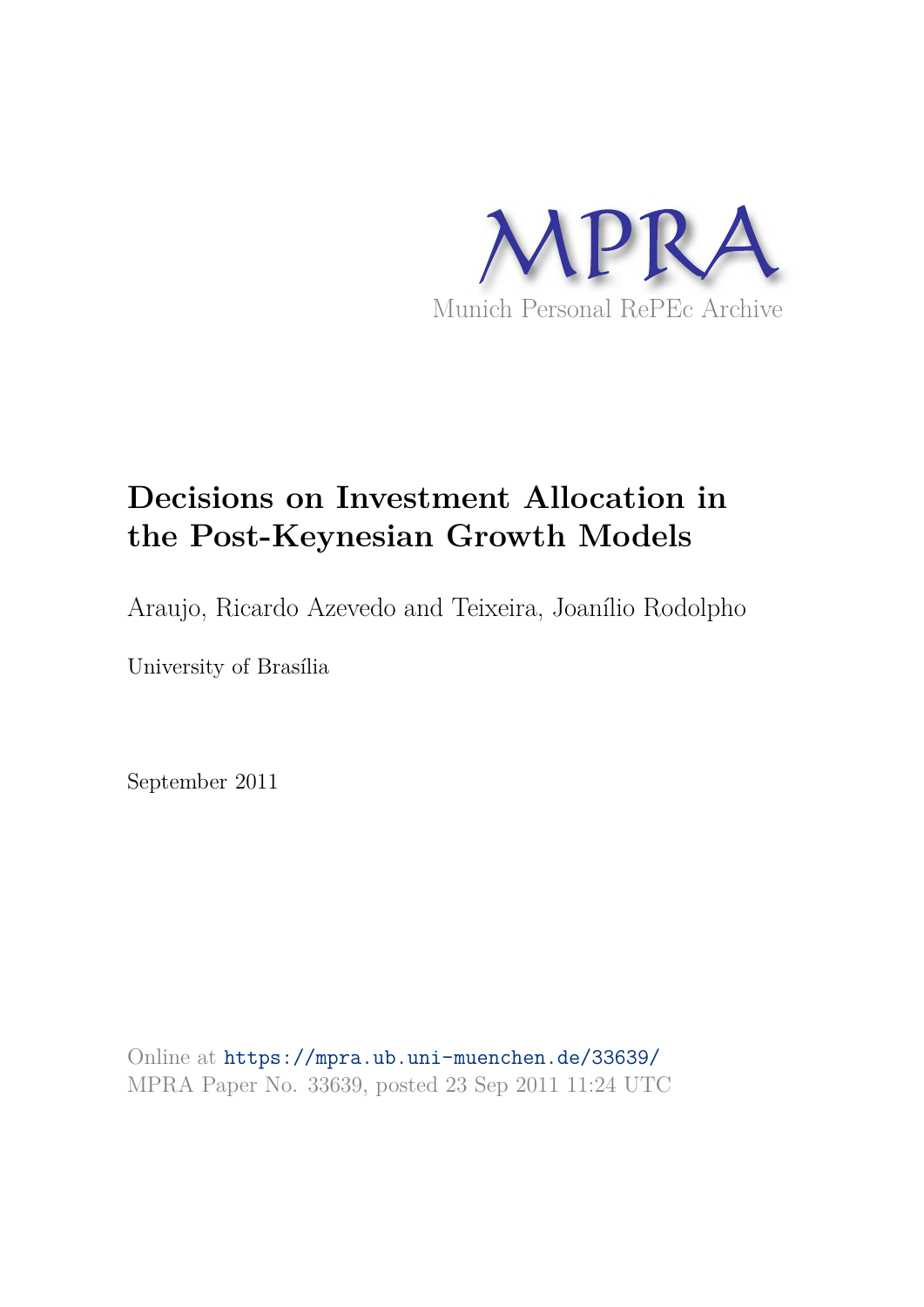MPRA

Munich Personal RePEc Archive

# Decisions on Investment Allocation in the Post-Keynesian Growth Models

Araujo, Ricardo Azevedo and Teixeira, Joanílio Rodolpho

University of Brasília

September 2011

Online at https://mpra.ub.uni-muenchen.de/33639/
MPRA Paper No. 33639, posted 23 Sep 2011 11:24 UTC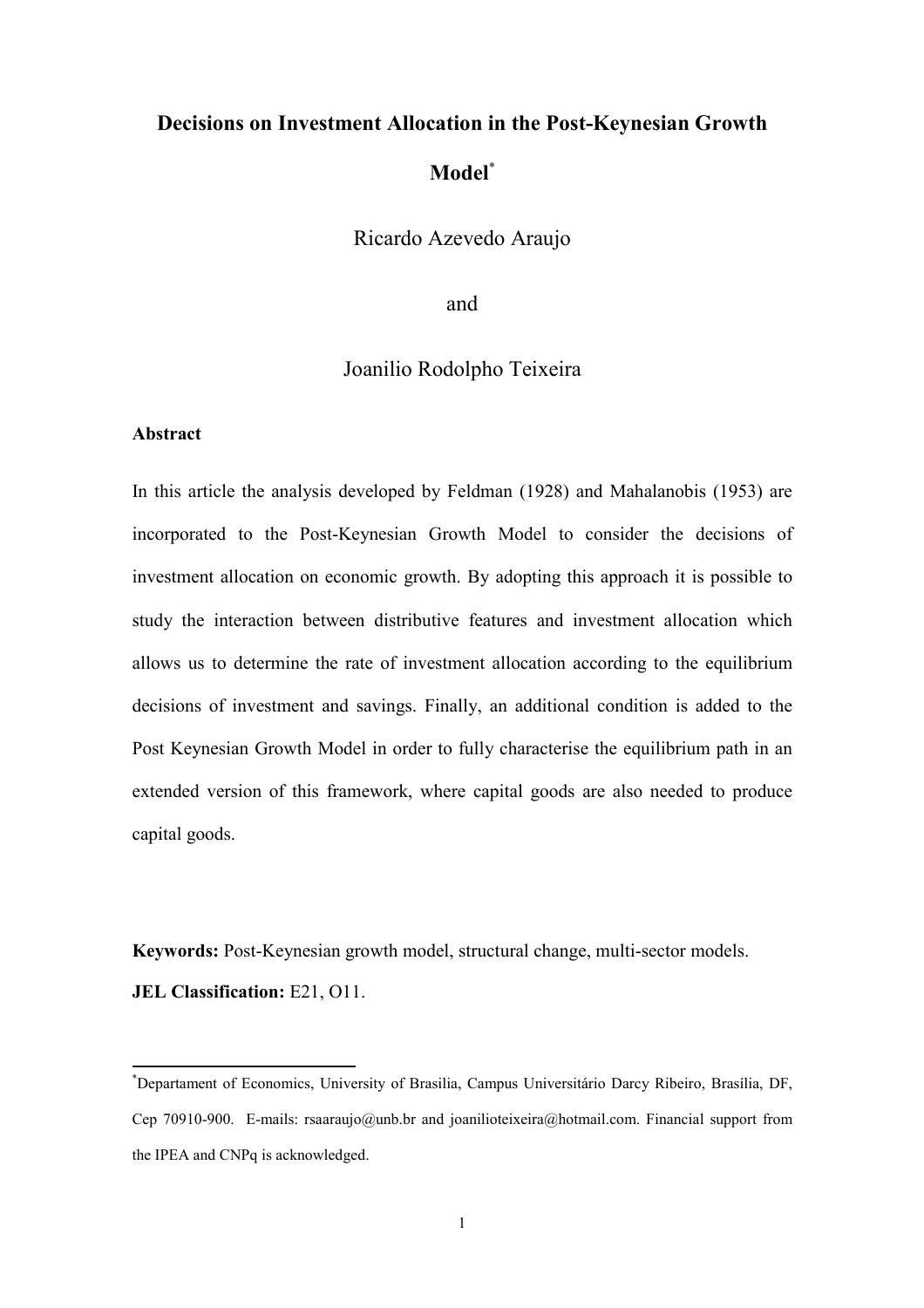# Decisions on Investment Allocation in the Post-Keynesian Growth Model*

Ricardo Azevedo Araujo

and

Joanilio Rodolpho Teixeira

**Abstract**

In this article the analysis developed by Feldman (1928) and Mahalanobis (1953) are incorporated to the Post-Keynesian Growth Model to consider the decisions of investment allocation on economic growth. By adopting this approach it is possible to study the interaction between distributive features and investment allocation which allows us to determine the rate of investment allocation according to the equilibrium decisions of investment and savings. Finally, an additional condition is added to the Post Keynesian Growth Model in order to fully characterise the equilibrium path in an extended version of this framework, where capital goods are also needed to produce capital goods.

**Keywords:** Post-Keynesian growth model, structural change, multi-sector models.

**JEL Classification:** E21, O11.

---

*Departament of Economics, University of Brasilia, Campus Universitário Darcy Ribeiro, Brasília, DF, Cep 70910-900. E-mails: rsaaraujo@unb.br and joanilioteixeira@hotmail.com. Financial support from the IPEA and CNPq is acknowledged.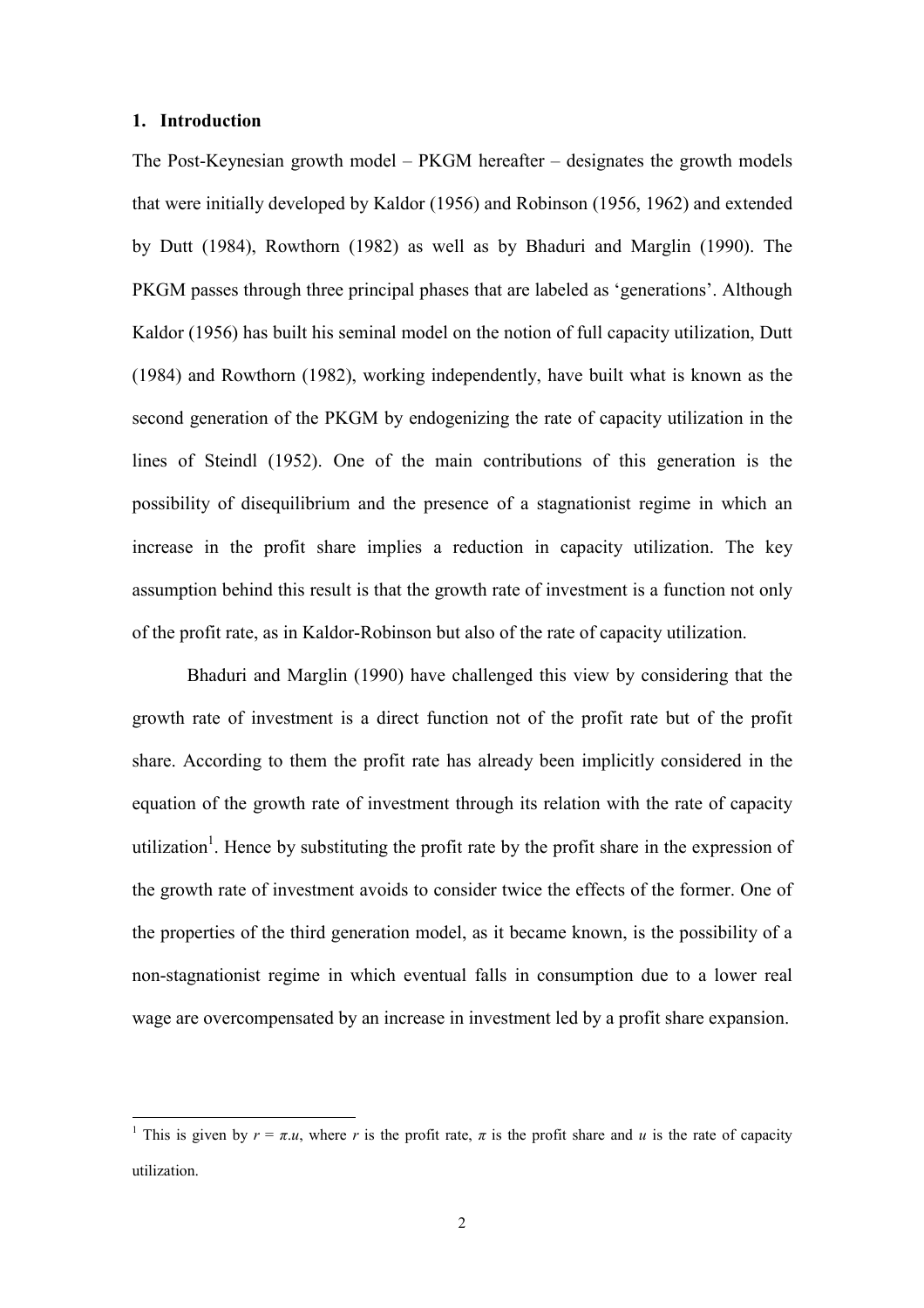## 1. Introduction

The Post-Keynesian growth model – PKGM hereafter – designates the growth models that were initially developed by Kaldor (1956) and Robinson (1956, 1962) and extended by Dutt (1984), Rowthorn (1982) as well as by Bhaduri and Marglin (1990). The PKGM passes through three principal phases that are labeled as 'generations'. Although Kaldor (1956) has built his seminal model on the notion of full capacity utilization, Dutt (1984) and Rowthorn (1982), working independently, have built what is known as the second generation of the PKGM by endogenizing the rate of capacity utilization in the lines of Steindl (1952). One of the main contributions of this generation is the possibility of disequilibrium and the presence of a stagnationist regime in which an increase in the profit share implies a reduction in capacity utilization. The key assumption behind this result is that the growth rate of investment is a function not only of the profit rate, as in Kaldor-Robinson but also of the rate of capacity utilization.

Bhaduri and Marglin (1990) have challenged this view by considering that the growth rate of investment is a direct function not of the profit rate but of the profit share. According to them the profit rate has already been implicitly considered in the equation of the growth rate of investment through its relation with the rate of capacity utilization[1]. Hence by substituting the profit rate by the profit share in the expression of the growth rate of investment avoids to consider twice the effects of the former. One of the properties of the third generation model, as it became known, is the possibility of a non-stagnationist regime in which eventual falls in consumption due to a lower real wage are overcompensated by an increase in investment led by a profit share expansion.

---

[1] This is given by $r = \pi . u$, where $r$ is the profit rate, $\pi$ is the profit share and $u$ is the rate of capacity utilization.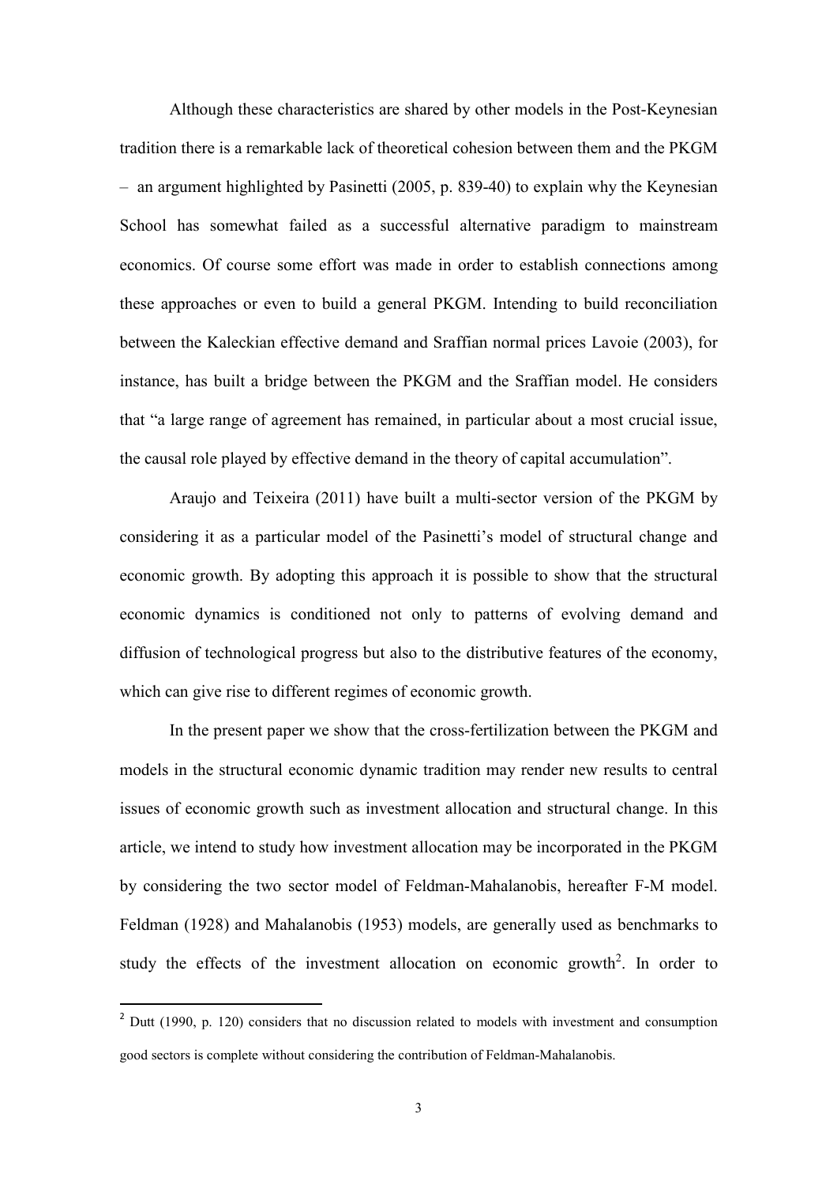Although these characteristics are shared by other models in the Post-Keynesian tradition there is a remarkable lack of theoretical cohesion between them and the PKGM – an argument highlighted by Pasinetti (2005, p. 839-40) to explain why the Keynesian School has somewhat failed as a successful alternative paradigm to mainstream economics. Of course some effort was made in order to establish connections among these approaches or even to build a general PKGM. Intending to build reconciliation between the Kaleckian effective demand and Sraffian normal prices Lavoie (2003), for instance, has built a bridge between the PKGM and the Sraffian model. He considers that "a large range of agreement has remained, in particular about a most crucial issue, the causal role played by effective demand in the theory of capital accumulation".

Araujo and Teixeira (2011) have built a multi-sector version of the PKGM by considering it as a particular model of the Pasinetti's model of structural change and economic growth. By adopting this approach it is possible to show that the structural economic dynamics is conditioned not only to patterns of evolving demand and diffusion of technological progress but also to the distributive features of the economy, which can give rise to different regimes of economic growth.

In the present paper we show that the cross-fertilization between the PKGM and models in the structural economic dynamic tradition may render new results to central issues of economic growth such as investment allocation and structural change. In this article, we intend to study how investment allocation may be incorporated in the PKGM by considering the two sector model of Feldman-Mahalanobis, hereafter F-M model. Feldman (1928) and Mahalanobis (1953) models, are generally used as benchmarks to study the effects of the investment allocation on economic growth[2]. In order to

[2] Dutt (1990, p. 120) considers that no discussion related to models with investment and consumption good sectors is complete without considering the contribution of Feldman-Mahalanobis.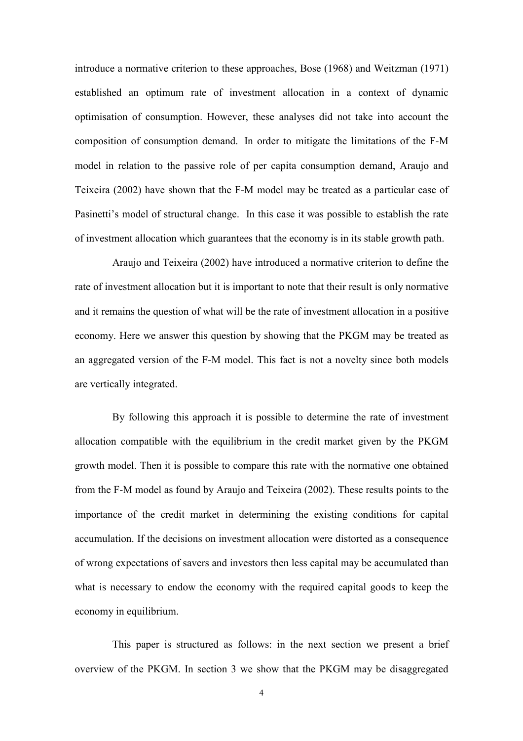introduce a normative criterion to these approaches, Bose (1968) and Weitzman (1971) established an optimum rate of investment allocation in a context of dynamic optimisation of consumption. However, these analyses did not take into account the composition of consumption demand. In order to mitigate the limitations of the F-M model in relation to the passive role of per capita consumption demand, Araujo and Teixeira (2002) have shown that the F-M model may be treated as a particular case of Pasinetti's model of structural change. In this case it was possible to establish the rate of investment allocation which guarantees that the economy is in its stable growth path.

Araujo and Teixeira (2002) have introduced a normative criterion to define the rate of investment allocation but it is important to note that their result is only normative and it remains the question of what will be the rate of investment allocation in a positive economy. Here we answer this question by showing that the PKGM may be treated as an aggregated version of the F-M model. This fact is not a novelty since both models are vertically integrated.

By following this approach it is possible to determine the rate of investment allocation compatible with the equilibrium in the credit market given by the PKGM growth model. Then it is possible to compare this rate with the normative one obtained from the F-M model as found by Araujo and Teixeira (2002). These results points to the importance of the credit market in determining the existing conditions for capital accumulation. If the decisions on investment allocation were distorted as a consequence of wrong expectations of savers and investors then less capital may be accumulated than what is necessary to endow the economy with the required capital goods to keep the economy in equilibrium.

This paper is structured as follows: in the next section we present a brief overview of the PKGM. In section 3 we show that the PKGM may be disaggregated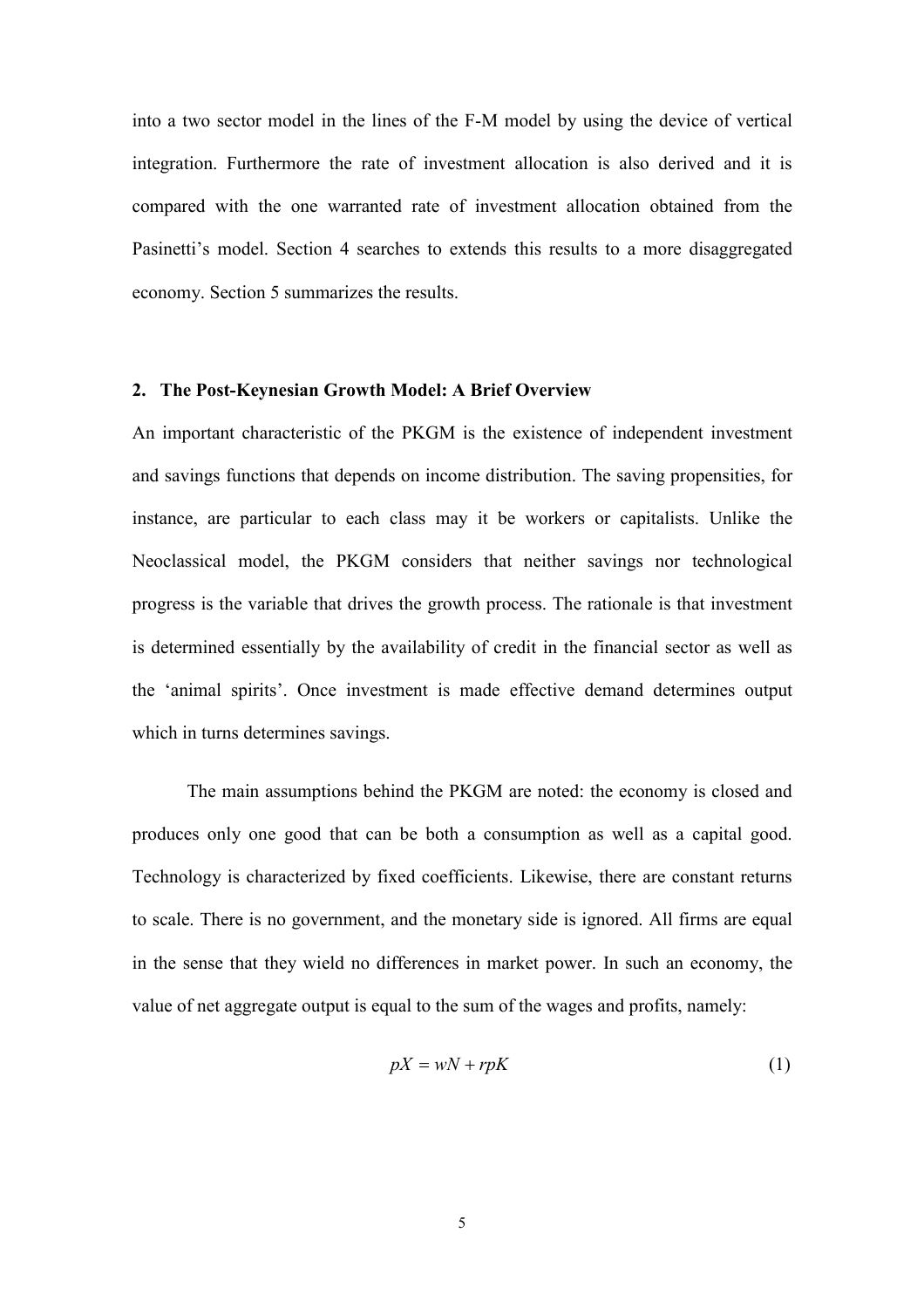into a two sector model in the lines of the F-M model by using the device of vertical integration. Furthermore the rate of investment allocation is also derived and it is compared with the one warranted rate of investment allocation obtained from the Pasinetti's model. Section 4 searches to extends this results to a more disaggregated economy. Section 5 summarizes the results.

## 2. The Post-Keynesian Growth Model: A Brief Overview

An important characteristic of the PKGM is the existence of independent investment and savings functions that depends on income distribution. The saving propensities, for instance, are particular to each class may it be workers or capitalists. Unlike the Neoclassical model, the PKGM considers that neither savings nor technological progress is the variable that drives the growth process. The rationale is that investment is determined essentially by the availability of credit in the financial sector as well as the 'animal spirits'. Once investment is made effective demand determines output which in turns determines savings.

The main assumptions behind the PKGM are noted: the economy is closed and produces only one good that can be both a consumption as well as a capital good. Technology is characterized by fixed coefficients. Likewise, there are constant returns to scale. There is no government, and the monetary side is ignored. All firms are equal in the sense that they wield no differences in market power. In such an economy, the value of net aggregate output is equal to the sum of the wages and profits, namely:

$$pX = wN + rpK \tag{1}$$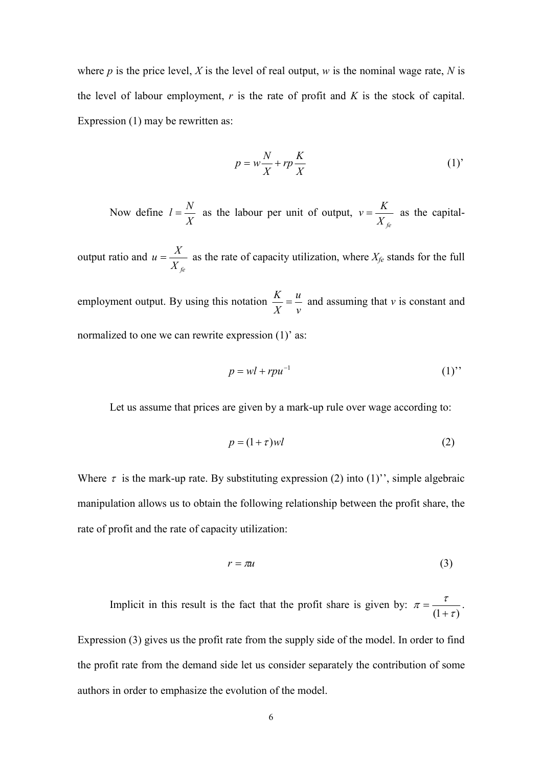where $p$ is the price level, $X$ is the level of real output, $w$ is the nominal wage rate, $N$ is the level of labour employment, $r$ is the rate of profit and $K$ is the stock of capital. Expression (1) may be rewritten as:

$$p = w\frac{N}{X} + rp\frac{K}{X} \tag{1'}$$

Now define $l = \frac{N}{X}$ as the labour per unit of output, $v = \frac{K}{X_{fe}}$ as the capital-output ratio and $u = \frac{X}{X_{fe}}$ as the rate of capacity utilization, where $X_{fe}$ stands for the full employment output. By using this notation $\frac{K}{X} = \frac{u}{v}$ and assuming that $v$ is constant and normalized to one we can rewrite expression (1)' as:

$$p = wl + rpu^{-1} \tag{1''}$$

Let us assume that prices are given by a mark-up rule over wage according to:

$$p = (1+\tau)wl \tag{2}$$

Where $\tau$ is the mark-up rate. By substituting expression (2) into (1)'', simple algebraic manipulation allows us to obtain the following relationship between the profit share, the rate of profit and the rate of capacity utilization:

$$r = \pi u \tag{3}$$

Implicit in this result is the fact that the profit share is given by: $\pi = \frac{\tau}{(1+\tau)}$. Expression (3) gives us the profit rate from the supply side of the model. In order to find the profit rate from the demand side let us consider separately the contribution of some authors in order to emphasize the evolution of the model.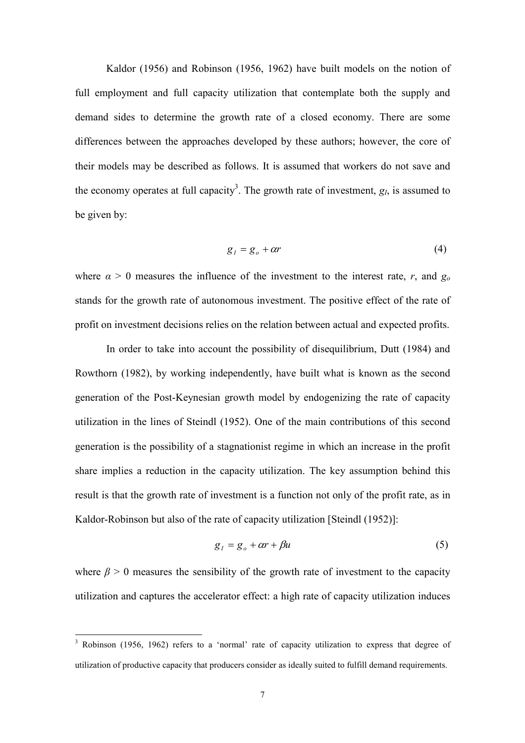Kaldor (1956) and Robinson (1956, 1962) have built models on the notion of full employment and full capacity utilization that contemplate both the supply and demand sides to determine the growth rate of a closed economy. There are some differences between the approaches developed by these authors; however, the core of their models may be described as follows. It is assumed that workers do not save and the economy operates at full capacity[3]. The growth rate of investment, $g_I$, is assumed to be given by:

$$g_I = g_o + \alpha r \tag{4}$$

where $\alpha > 0$ measures the influence of the investment to the interest rate, $r$, and $g_o$ stands for the growth rate of autonomous investment. The positive effect of the rate of profit on investment decisions relies on the relation between actual and expected profits.

In order to take into account the possibility of disequilibrium, Dutt (1984) and Rowthorn (1982), by working independently, have built what is known as the second generation of the Post-Keynesian growth model by endogenizing the rate of capacity utilization in the lines of Steindl (1952). One of the main contributions of this second generation is the possibility of a stagnationist regime in which an increase in the profit share implies a reduction in the capacity utilization. The key assumption behind this result is that the growth rate of investment is a function not only of the profit rate, as in Kaldor-Robinson but also of the rate of capacity utilization [Steindl (1952)]:

$$g_I = g_o + \alpha r + \beta u \tag{5}$$

where $\beta > 0$ measures the sensibility of the growth rate of investment to the capacity utilization and captures the accelerator effect: a high rate of capacity utilization induces

---

[3] Robinson (1956, 1962) refers to a 'normal' rate of capacity utilization to express that degree of utilization of productive capacity that producers consider as ideally suited to fulfill demand requirements.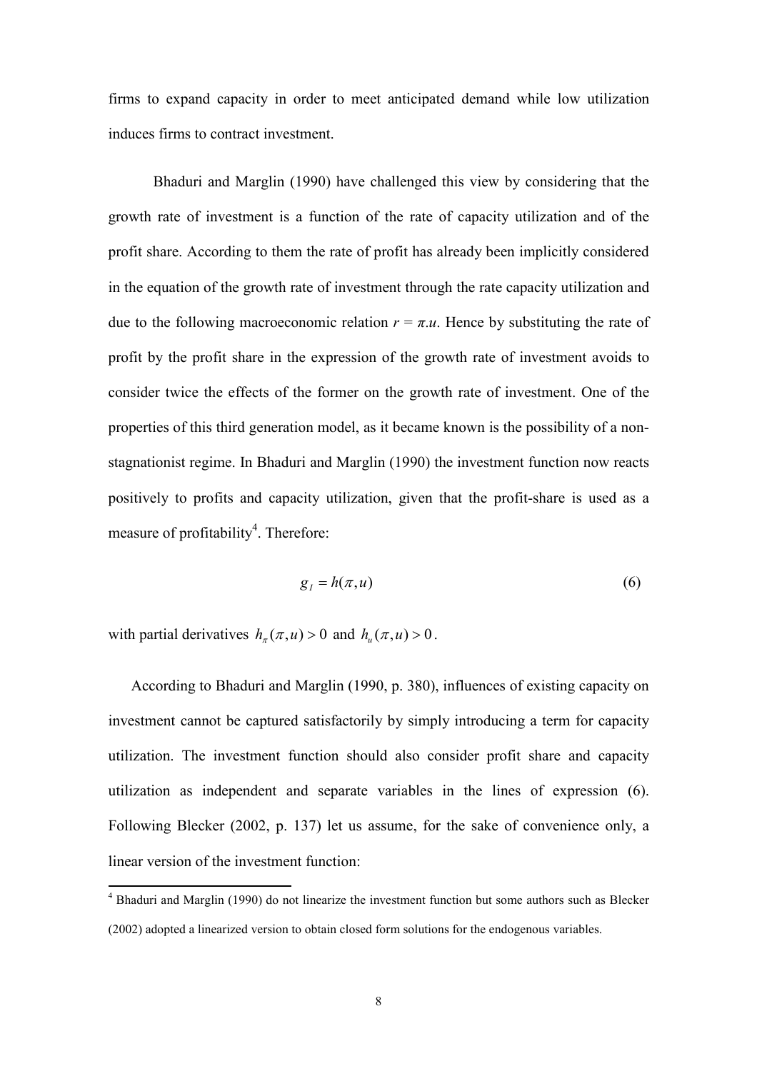firms to expand capacity in order to meet anticipated demand while low utilization induces firms to contract investment.

Bhaduri and Marglin (1990) have challenged this view by considering that the growth rate of investment is a function of the rate of capacity utilization and of the profit share. According to them the rate of profit has already been implicitly considered in the equation of the growth rate of investment through the rate capacity utilization and due to the following macroeconomic relation $r = \pi.u$. Hence by substituting the rate of profit by the profit share in the expression of the growth rate of investment avoids to consider twice the effects of the former on the growth rate of investment. One of the properties of this third generation model, as it became known is the possibility of a non-stagnationist regime. In Bhaduri and Marglin (1990) the investment function now reacts positively to profits and capacity utilization, given that the profit-share is used as a measure of profitability[4]. Therefore:

$$g_I = h(\pi, u) \tag{6}$$

with partial derivatives $h_\pi(\pi, u) > 0$ and $h_u(\pi, u) > 0$.

According to Bhaduri and Marglin (1990, p. 380), influences of existing capacity on investment cannot be captured satisfactorily by simply introducing a term for capacity utilization. The investment function should also consider profit share and capacity utilization as independent and separate variables in the lines of expression (6). Following Blecker (2002, p. 137) let us assume, for the sake of convenience only, a linear version of the investment function:

[4] Bhaduri and Marglin (1990) do not linearize the investment function but some authors such as Blecker (2002) adopted a linearized version to obtain closed form solutions for the endogenous variables.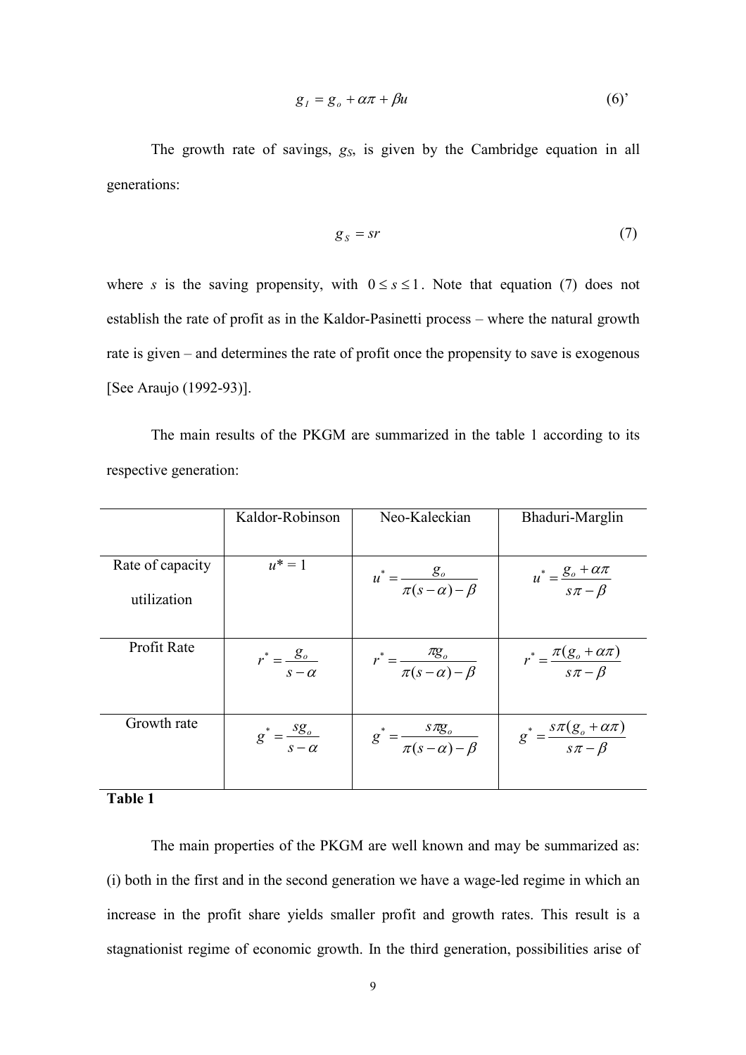$$g_I = g_o + \alpha\pi + \beta u \tag{6'}$$

The growth rate of savings, $g_S$, is given by the Cambridge equation in all generations:

$$g_S = sr \tag{7}$$

where $s$ is the saving propensity, with $0 \leq s \leq 1$. Note that equation (7) does not establish the rate of profit as in the Kaldor-Pasinetti process – where the natural growth rate is given – and determines the rate of profit once the propensity to save is exogenous [See Araujo (1992-93)].

The main results of the PKGM are summarized in the table 1 according to its respective generation:

| | Kaldor-Robinson | Neo-Kaleckian | Bhaduri-Marglin |
|---|---|---|---|
| Rate of capacity utilization | $u^* = 1$ | $u^* = \frac{g_o}{\pi(s-\alpha)-\beta}$ | $u^* = \frac{g_o + \alpha\pi}{s\pi - \beta}$ |
| Profit Rate | $r^* = \frac{g_o}{s-\alpha}$ | $r^* = \frac{\pi g_o}{\pi(s-\alpha)-\beta}$ | $r^* = \frac{\pi(g_o + \alpha\pi)}{s\pi - \beta}$ |
| Growth rate | $g^* = \frac{sg_o}{s-\alpha}$ | $g^* = \frac{s\pi g_o}{\pi(s-\alpha)-\beta}$ | $g^* = \frac{s\pi(g_o + \alpha\pi)}{s\pi - \beta}$ |

**Table 1**

The main properties of the PKGM are well known and may be summarized as: (i) both in the first and in the second generation we have a wage-led regime in which an increase in the profit share yields smaller profit and growth rates. This result is a stagnationist regime of economic growth. In the third generation, possibilities arise of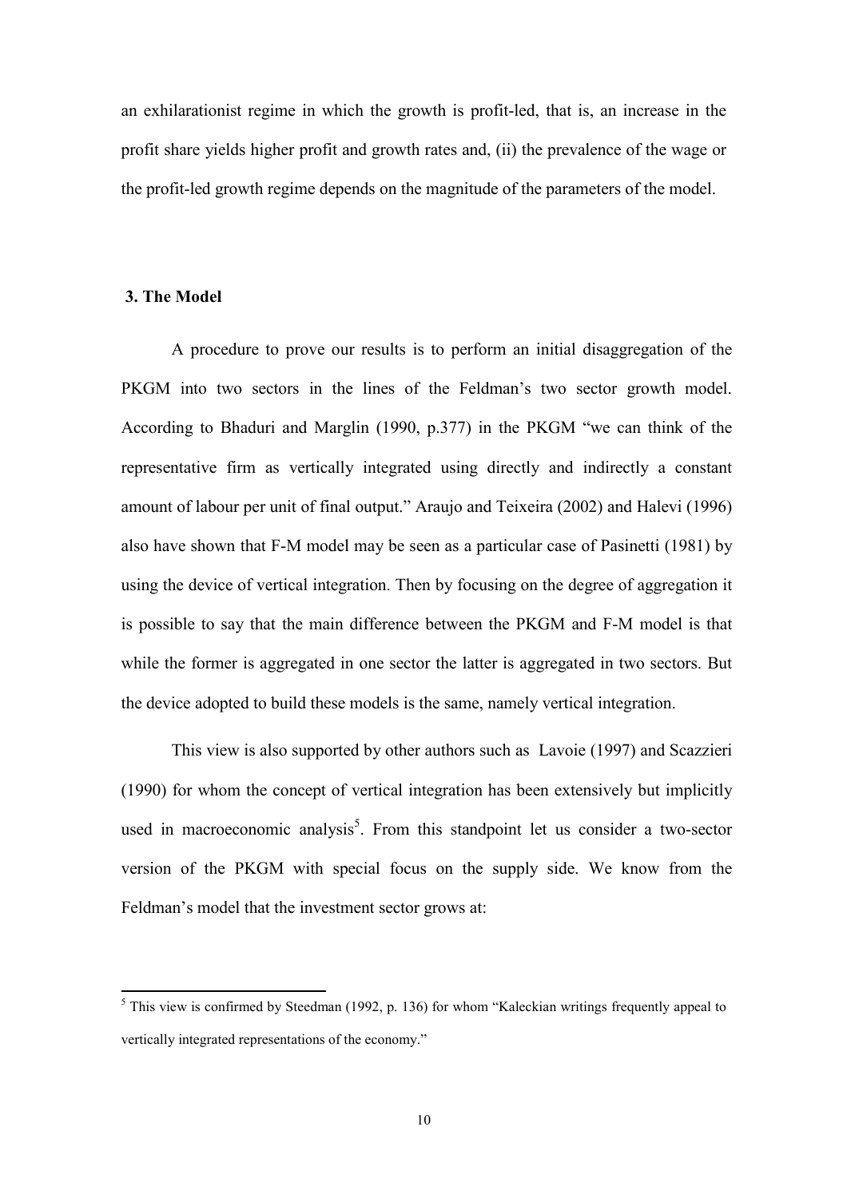an exhilarationist regime in which the growth is profit-led, that is, an increase in the profit share yields higher profit and growth rates and, (ii) the prevalence of the wage or the profit-led growth regime depends on the magnitude of the parameters of the model.

## 3. The Model

A procedure to prove our results is to perform an initial disaggregation of the PKGM into two sectors in the lines of the Feldman's two sector growth model. According to Bhaduri and Marglin (1990, p.377) in the PKGM "we can think of the representative firm as vertically integrated using directly and indirectly a constant amount of labour per unit of final output." Araujo and Teixeira (2002) and Halevi (1996) also have shown that F-M model may be seen as a particular case of Pasinetti (1981) by using the device of vertical integration. Then by focusing on the degree of aggregation it is possible to say that the main difference between the PKGM and F-M model is that while the former is aggregated in one sector the latter is aggregated in two sectors. But the device adopted to build these models is the same, namely vertical integration.

This view is also supported by other authors such as Lavoie (1997) and Scazzieri (1990) for whom the concept of vertical integration has been extensively but implicitly used in macroeconomic analysis[5]. From this standpoint let us consider a two-sector version of the PKGM with special focus on the supply side. We know from the Feldman's model that the investment sector grows at:

[5] This view is confirmed by Steedman (1992, p. 136) for whom "Kaleckian writings frequently appeal to vertically integrated representations of the economy."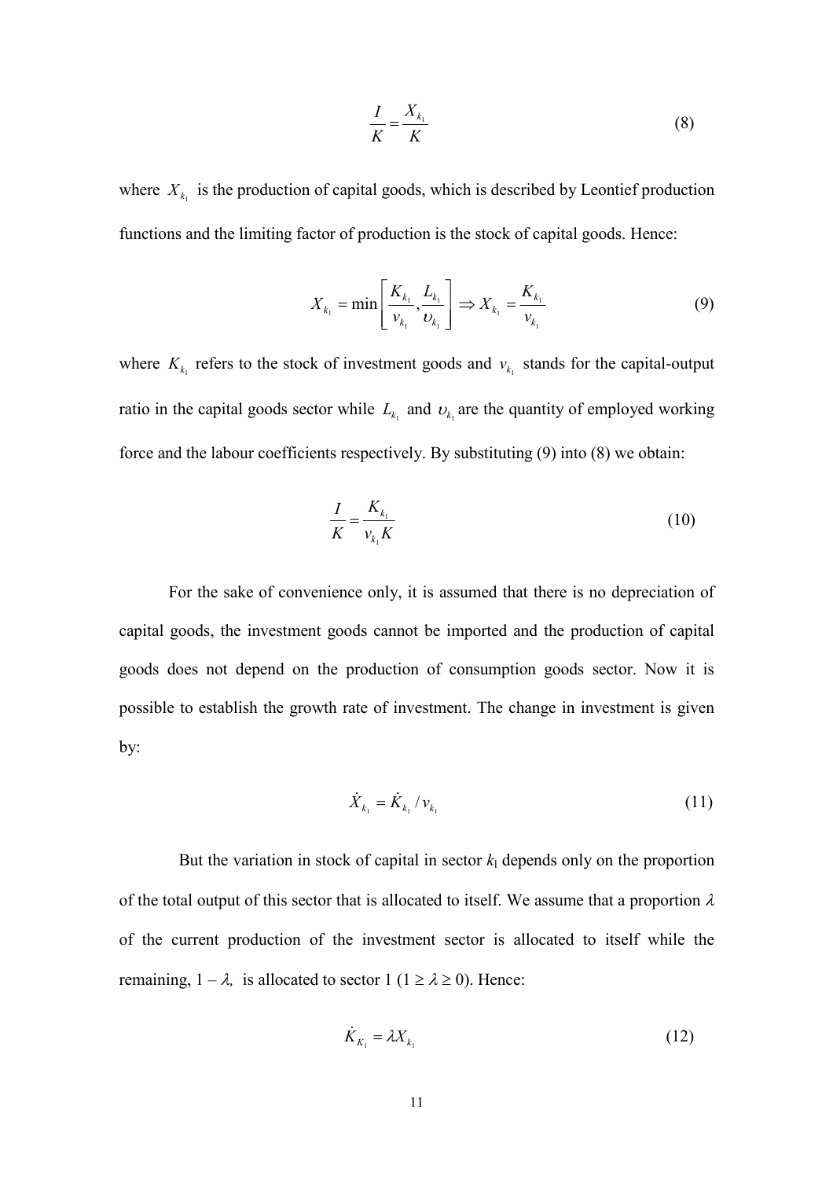$$\frac{I}{K} = \frac{X_{k_1}}{K} \tag{8}$$

where $X_{k_1}$ is the production of capital goods, which is described by Leontief production functions and the limiting factor of production is the stock of capital goods. Hence:

$$X_{k_1} = \min\left[\frac{K_{k_1}}{v_{k_1}}, \frac{L_{k_1}}{\upsilon_{k_1}}\right] \Rightarrow X_{k_1} = \frac{K_{k_1}}{v_{k_1}} \tag{9}$$

where $K_{k_1}$ refers to the stock of investment goods and $v_{k_1}$ stands for the capital-output ratio in the capital goods sector while $L_{k_1}$ and $\upsilon_{k_1}$ are the quantity of employed working force and the labour coefficients respectively. By substituting (9) into (8) we obtain:

$$\frac{I}{K} = \frac{K_{k_1}}{v_{k_1} K} \tag{10}$$

For the sake of convenience only, it is assumed that there is no depreciation of capital goods, the investment goods cannot be imported and the production of capital goods does not depend on the production of consumption goods sector. Now it is possible to establish the growth rate of investment. The change in investment is given by:

$$\dot{X}_{k_1} = \dot{K}_{k_1} / v_{k_1} \tag{11}$$

But the variation in stock of capital in sector $k_1$ depends only on the proportion of the total output of this sector that is allocated to itself. We assume that a proportion $\lambda$ of the current production of the investment sector is allocated to itself while the remaining, $1 - \lambda$, is allocated to sector 1 ($1 \geq \lambda \geq 0$). Hence:

$$\dot{K}_{K_1} = \lambda X_{k_1} \tag{12}$$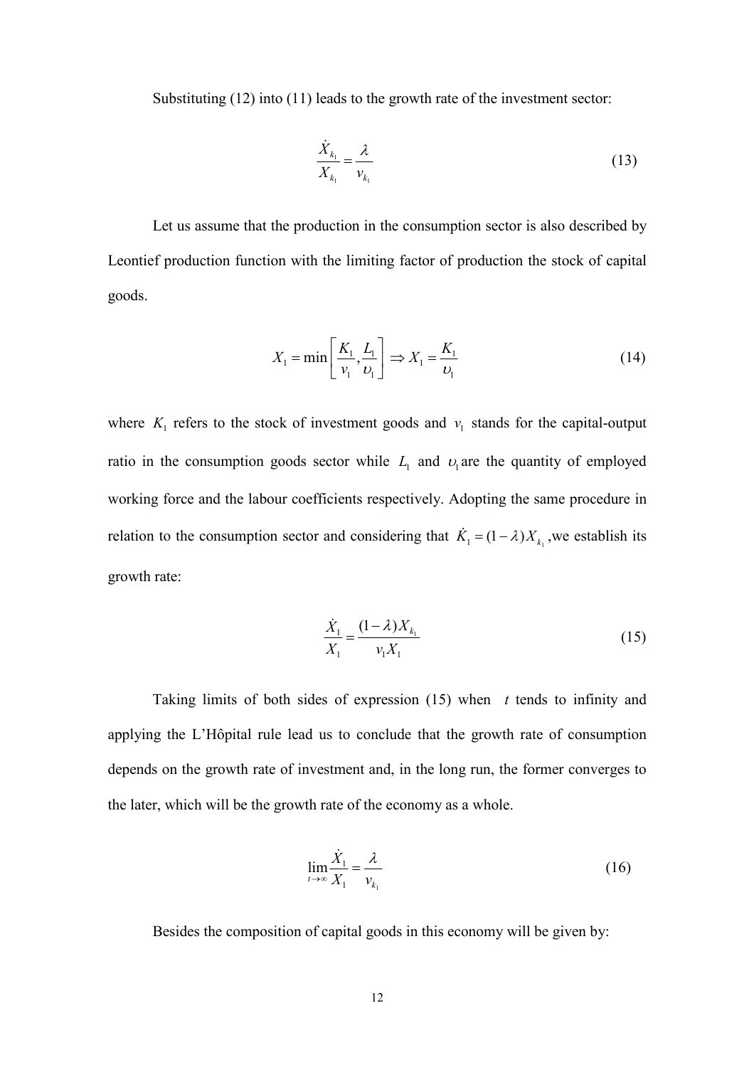Substituting (12) into (11) leads to the growth rate of the investment sector:

$$\frac{\dot{X}_{k_1}}{X_{k_1}} = \frac{\lambda}{v_{k_1}} \tag{13}$$

Let us assume that the production in the consumption sector is also described by Leontief production function with the limiting factor of production the stock of capital goods.

$$X_1 = \min\left[\frac{K_1}{v_1}, \frac{L_1}{\upsilon_1}\right] \Rightarrow X_1 = \frac{K_1}{\upsilon_1} \tag{14}$$

where $K_1$ refers to the stock of investment goods and $v_1$ stands for the capital-output ratio in the consumption goods sector while $L_1$ and $\upsilon_1$ are the quantity of employed working force and the labour coefficients respectively. Adopting the same procedure in relation to the consumption sector and considering that $\dot{K}_1 = (1-\lambda)X_{k_1}$ ,we establish its growth rate:

$$\frac{\dot{X}_1}{X_1} = \frac{(1-\lambda)X_{k_1}}{v_1 X_1} \tag{15}$$

Taking limits of both sides of expression (15) when $t$ tends to infinity and applying the L'Hôpital rule lead us to conclude that the growth rate of consumption depends on the growth rate of investment and, in the long run, the former converges to the later, which will be the growth rate of the economy as a whole.

$$\lim_{t\to\infty}\frac{\dot{X}_1}{X_1} = \frac{\lambda}{v_{k_1}} \tag{16}$$

Besides the composition of capital goods in this economy will be given by: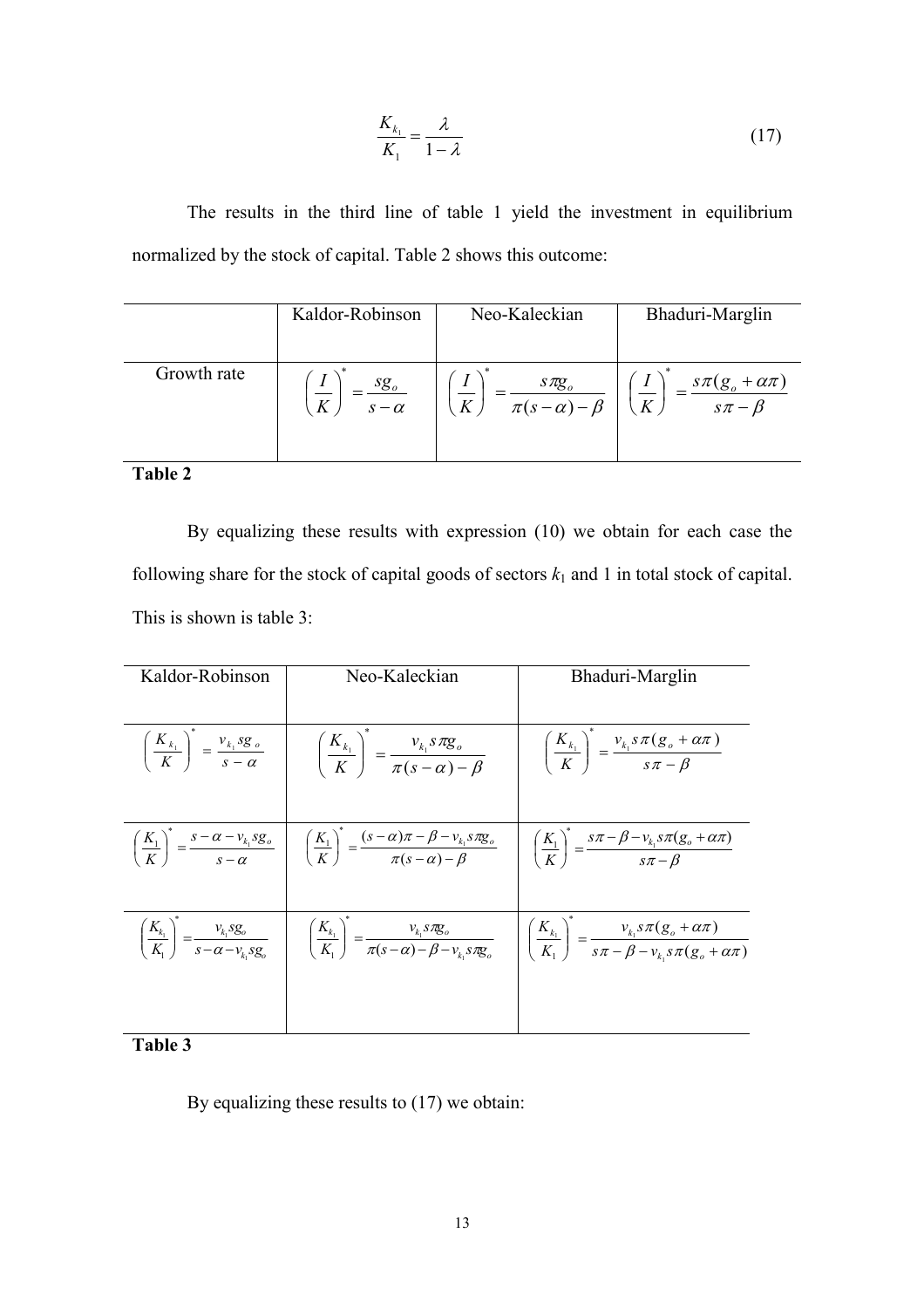$$\frac{K_{k_1}}{K_1} = \frac{\lambda}{1-\lambda} \tag{17}$$

The results in the third line of table 1 yield the investment in equilibrium normalized by the stock of capital. Table 2 shows this outcome:

| | Kaldor-Robinson | Neo-Kaleckian | Bhaduri-Marglin |
|---|---|---|---|
| Growth rate | $\left(\frac{I}{K}\right)^* = \frac{sg_o}{s-\alpha}$ | $\left(\frac{I}{K}\right)^* = \frac{s\pi g_o}{\pi(s-\alpha)-\beta}$ | $\left(\frac{I}{K}\right)^* = \frac{s\pi(g_o+\alpha\pi)}{s\pi-\beta}$ |

**Table 2**

By equalizing these results with expression (10) we obtain for each case the following share for the stock of capital goods of sectors $k_1$ and 1 in total stock of capital. This is shown is table 3:

| Kaldor-Robinson | Neo-Kaleckian | Bhaduri-Marglin |
|---|---|---|
| $\left(\frac{K_{k_1}}{K}\right)^* = \frac{v_{k_1} sg_o}{s-\alpha}$ | $\left(\frac{K_{k_1}}{K}\right)^* = \frac{v_{k_1} s\pi g_o}{\pi(s-\alpha)-\beta}$ | $\left(\frac{K_{k_1}}{K}\right)^* = \frac{v_{k_1} s\pi(g_o+\alpha\pi)}{s\pi-\beta}$ |
| $\left(\frac{K_1}{K}\right)^* = \frac{s-\alpha-v_{k_1} sg_o}{s-\alpha}$ | $\left(\frac{K_1}{K}\right)^* = \frac{(s-\alpha)\pi-\beta-v_{k_1} s\pi g_o}{\pi(s-\alpha)-\beta}$ | $\left(\frac{K_1}{K}\right)^* = \frac{s\pi-\beta-v_{k_1} s\pi(g_o+\alpha\pi)}{s\pi-\beta}$ |
| $\left(\frac{K_{k_1}}{K_1}\right)^* = \frac{v_{k_1} sg_o}{s-\alpha-v_{k_1} sg_o}$ | $\left(\frac{K_{k_1}}{K_1}\right)^* = \frac{v_{k_1} s\pi g_o}{\pi(s-\alpha)-\beta-v_{k_1} s\pi g_o}$ | $\left(\frac{K_{k_1}}{K_1}\right)^* = \frac{v_{k_1} s\pi(g_o+\alpha\pi)}{s\pi-\beta-v_{k_1} s\pi(g_o+\alpha\pi)}$ |

**Table 3**

By equalizing these results to (17) we obtain: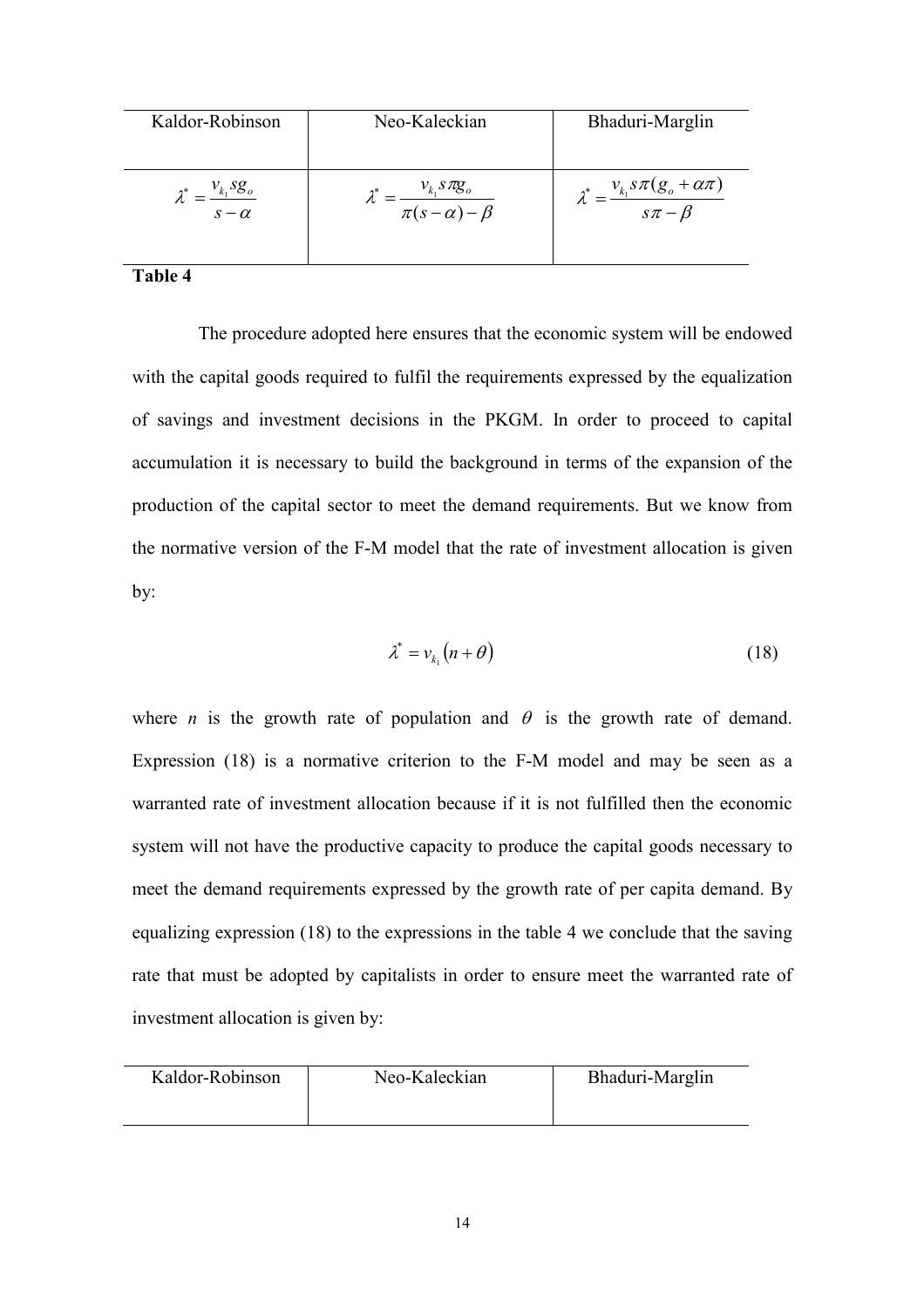| Kaldor-Robinson | Neo-Kaleckian | Bhaduri-Marglin |
|---|---|---|
| $\lambda^* = \dfrac{v_{k_1} s g_o}{s - \alpha}$ | $\lambda^* = \dfrac{v_{k_1} s \pi g_o}{\pi(s-\alpha) - \beta}$ | $\lambda^* = \dfrac{v_{k_1} s \pi (g_o + \alpha\pi)}{s\pi - \beta}$ |

**Table 4**

The procedure adopted here ensures that the economic system will be endowed with the capital goods required to fulfil the requirements expressed by the equalization of savings and investment decisions in the PKGM. In order to proceed to capital accumulation it is necessary to build the background in terms of the expansion of the production of the capital sector to meet the demand requirements. But we know from the normative version of the F-M model that the rate of investment allocation is given by:

$$\lambda^* = v_{k_1}\left(n + \theta\right) \tag{18}$$

where $n$ is the growth rate of population and $\theta$ is the growth rate of demand. Expression (18) is a normative criterion to the F-M model and may be seen as a warranted rate of investment allocation because if it is not fulfilled then the economic system will not have the productive capacity to produce the capital goods necessary to meet the demand requirements expressed by the growth rate of per capita demand. By equalizing expression (18) to the expressions in the table 4 we conclude that the saving rate that must be adopted by capitalists in order to ensure meet the warranted rate of investment allocation is given by:

| Kaldor-Robinson | Neo-Kaleckian | Bhaduri-Marglin |
|---|---|---|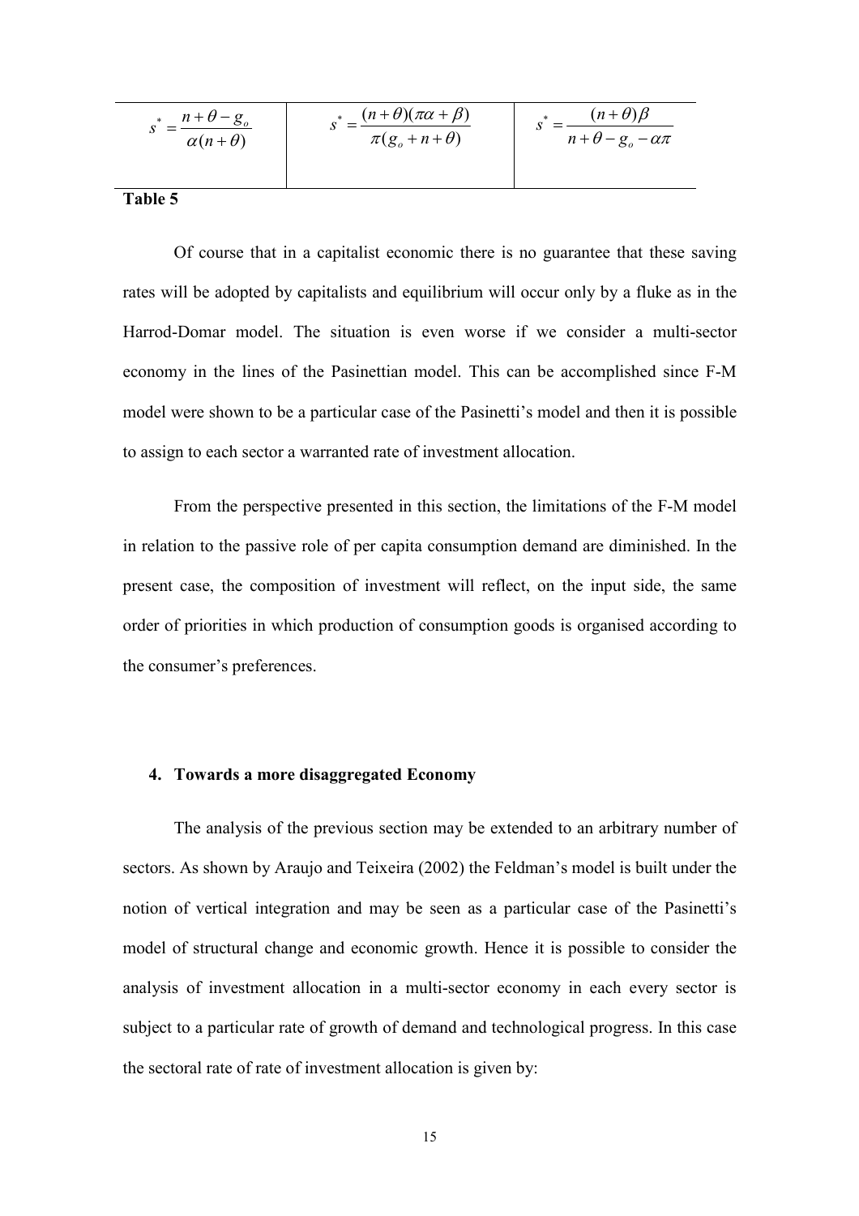| $s^* = \dfrac{n+\theta-g_o}{\alpha(n+\theta)}$ | $s^* = \dfrac{(n+\theta)(\pi\alpha+\beta)}{\pi(g_o+n+\theta)}$ | $s^* = \dfrac{(n+\theta)\beta}{n+\theta-g_o-\alpha\pi}$ |
|---|---|---|

**Table 5**

Of course that in a capitalist economic there is no guarantee that these saving rates will be adopted by capitalists and equilibrium will occur only by a fluke as in the Harrod-Domar model. The situation is even worse if we consider a multi-sector economy in the lines of the Pasinettian model. This can be accomplished since F-M model were shown to be a particular case of the Pasinetti's model and then it is possible to assign to each sector a warranted rate of investment allocation.

From the perspective presented in this section, the limitations of the F-M model in relation to the passive role of per capita consumption demand are diminished. In the present case, the composition of investment will reflect, on the input side, the same order of priorities in which production of consumption goods is organised according to the consumer's preferences.

## 4. Towards a more disaggregated Economy

The analysis of the previous section may be extended to an arbitrary number of sectors. As shown by Araujo and Teixeira (2002) the Feldman's model is built under the notion of vertical integration and may be seen as a particular case of the Pasinetti's model of structural change and economic growth. Hence it is possible to consider the analysis of investment allocation in a multi-sector economy in each every sector is subject to a particular rate of growth of demand and technological progress. In this case the sectoral rate of rate of investment allocation is given by: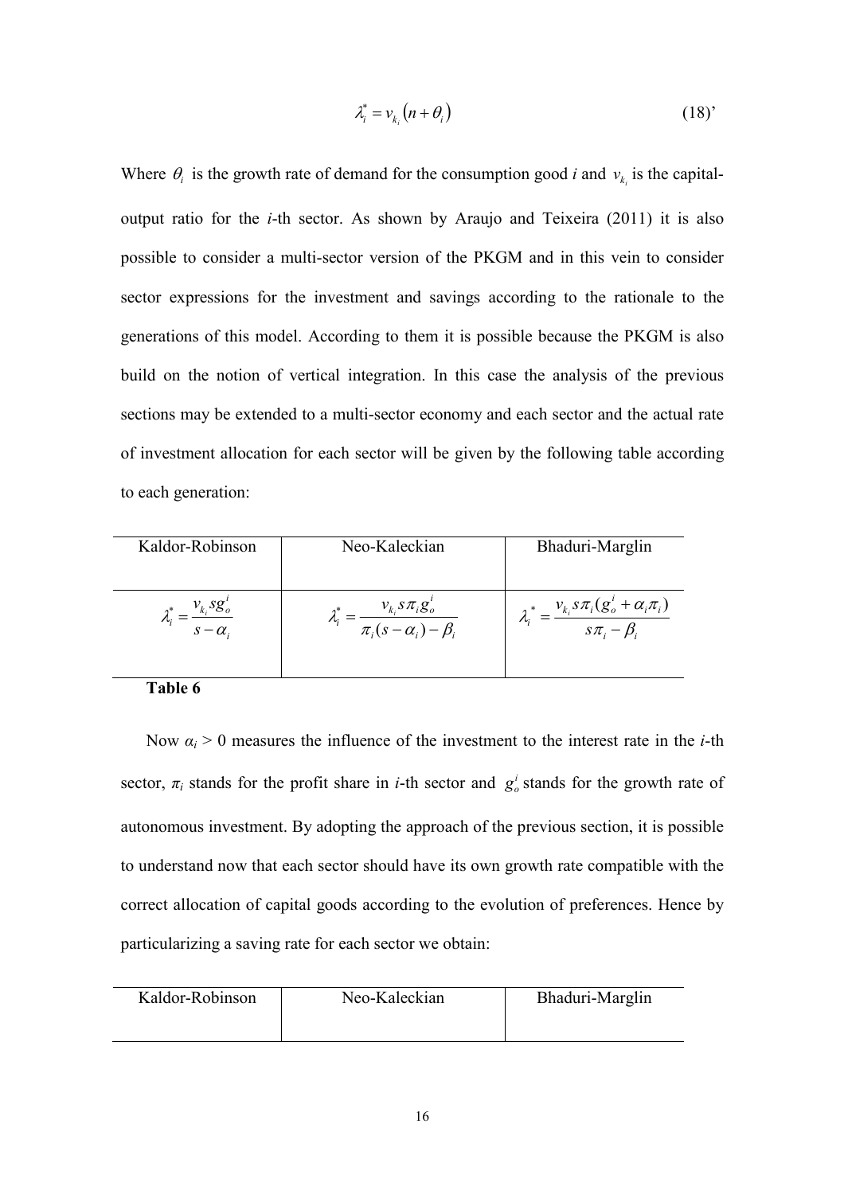$$\lambda_i^* = v_{k_i}\left(n + \theta_i\right) \tag{18'}$$

Where $\theta_i$ is the growth rate of demand for the consumption good *i* and $v_{k_i}$ is the capital-output ratio for the *i*-th sector. As shown by Araujo and Teixeira (2011) it is also possible to consider a multi-sector version of the PKGM and in this vein to consider sector expressions for the investment and savings according to the rationale to the generations of this model. According to them it is possible because the PKGM is also build on the notion of vertical integration. In this case the analysis of the previous sections may be extended to a multi-sector economy and each sector and the actual rate of investment allocation for each sector will be given by the following table according to each generation:

| Kaldor-Robinson | Neo-Kaleckian | Bhaduri-Marglin |
|---|---|---|
| $\lambda_i^* = \dfrac{v_{k_i} s g_o^i}{s - \alpha_i}$ | $\lambda_i^* = \dfrac{v_{k_i} s \pi_i g_o^i}{\pi_i (s - \alpha_i) - \beta_i}$ | $\lambda_i^* = \dfrac{v_{k_i} s \pi_i (g_o^i + \alpha_i \pi_i)}{s\pi_i - \beta_i}$ |

**Table 6**

Now $\alpha_i > 0$ measures the influence of the investment to the interest rate in the *i*-th sector, $\pi_i$ stands for the profit share in *i*-th sector and $g_o^i$ stands for the growth rate of autonomous investment. By adopting the approach of the previous section, it is possible to understand now that each sector should have its own growth rate compatible with the correct allocation of capital goods according to the evolution of preferences. Hence by particularizing a saving rate for each sector we obtain:

| Kaldor-Robinson | Neo-Kaleckian | Bhaduri-Marglin |
|---|---|---|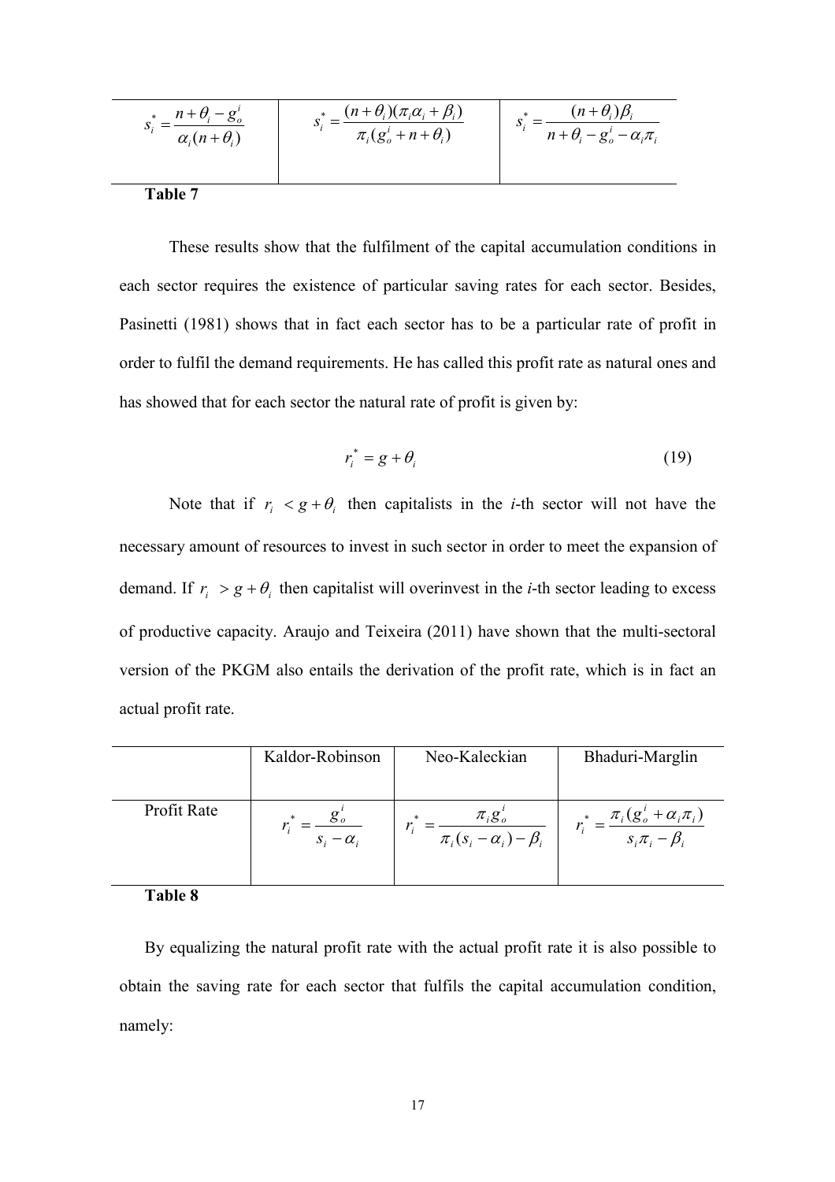| $s_i^* = \dfrac{n+\theta_i - g_o^i}{\alpha_i(n+\theta_i)}$ | $s_i^* = \dfrac{(n+\theta_i)(\pi_i\alpha_i + \beta_i)}{\pi_i(g_o^i + n + \theta_i)}$ | $s_i^* = \dfrac{(n+\theta_i)\beta_i}{n+\theta_i - g_o^i - \alpha_i\pi_i}$ |
|---|---|---|

**Table 7**

These results show that the fulfilment of the capital accumulation conditions in each sector requires the existence of particular saving rates for each sector. Besides, Pasinetti (1981) shows that in fact each sector has to be a particular rate of profit in order to fulfil the demand requirements. He has called this profit rate as natural ones and has showed that for each sector the natural rate of profit is given by:

$$r_i^* = g + \theta_i \tag{19}$$

Note that if $r_i < g + \theta_i$ then capitalists in the *i*-th sector will not have the necessary amount of resources to invest in such sector in order to meet the expansion of demand. If $r_i > g + \theta_i$ then capitalist will overinvest in the *i*-th sector leading to excess of productive capacity. Araujo and Teixeira (2011) have shown that the multi-sectoral version of the PKGM also entails the derivation of the profit rate, which is in fact an actual profit rate.

| | Kaldor-Robinson | Neo-Kaleckian | Bhaduri-Marglin |
|---|---|---|---|
| Profit Rate | $r_i^* = \dfrac{g_o^i}{s_i - \alpha_i}$ | $r_i^* = \dfrac{\pi_i g_o^i}{\pi_i(s_i - \alpha_i) - \beta_i}$ | $r_i^* = \dfrac{\pi_i(g_o^i + \alpha_i\pi_i)}{s_i\pi_i - \beta_i}$ |

**Table 8**

By equalizing the natural profit rate with the actual profit rate it is also possible to obtain the saving rate for each sector that fulfils the capital accumulation condition, namely: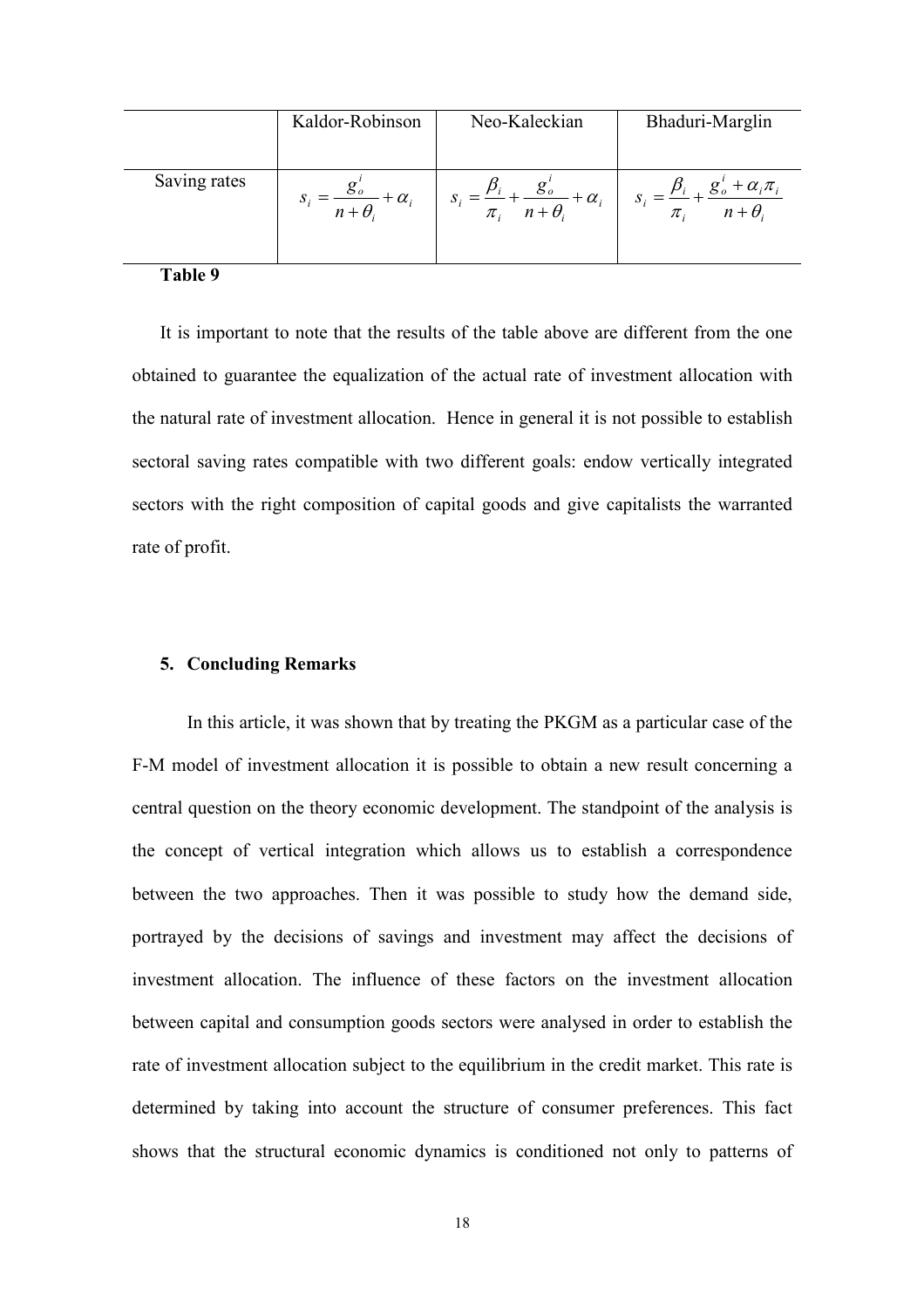| | Kaldor-Robinson | Neo-Kaleckian | Bhaduri-Marglin |
|---|---|---|---|
| Saving rates | $s_i = \frac{g_o^i}{n+\theta_i} + \alpha_i$ | $s_i = \frac{\beta_i}{\pi_i} + \frac{g_o^i}{n+\theta_i} + \alpha_i$ | $s_i = \frac{\beta_i}{\pi_i} + \frac{g_o^i + \alpha_i \pi_i}{n+\theta_i}$ |

**Table 9**

It is important to note that the results of the table above are different from the one obtained to guarantee the equalization of the actual rate of investment allocation with the natural rate of investment allocation. Hence in general it is not possible to establish sectoral saving rates compatible with two different goals: endow vertically integrated sectors with the right composition of capital goods and give capitalists the warranted rate of profit.

## 5. Concluding Remarks

In this article, it was shown that by treating the PKGM as a particular case of the F-M model of investment allocation it is possible to obtain a new result concerning a central question on the theory economic development. The standpoint of the analysis is the concept of vertical integration which allows us to establish a correspondence between the two approaches. Then it was possible to study how the demand side, portrayed by the decisions of savings and investment may affect the decisions of investment allocation. The influence of these factors on the investment allocation between capital and consumption goods sectors were analysed in order to establish the rate of investment allocation subject to the equilibrium in the credit market. This rate is determined by taking into account the structure of consumer preferences. This fact shows that the structural economic dynamics is conditioned not only to patterns of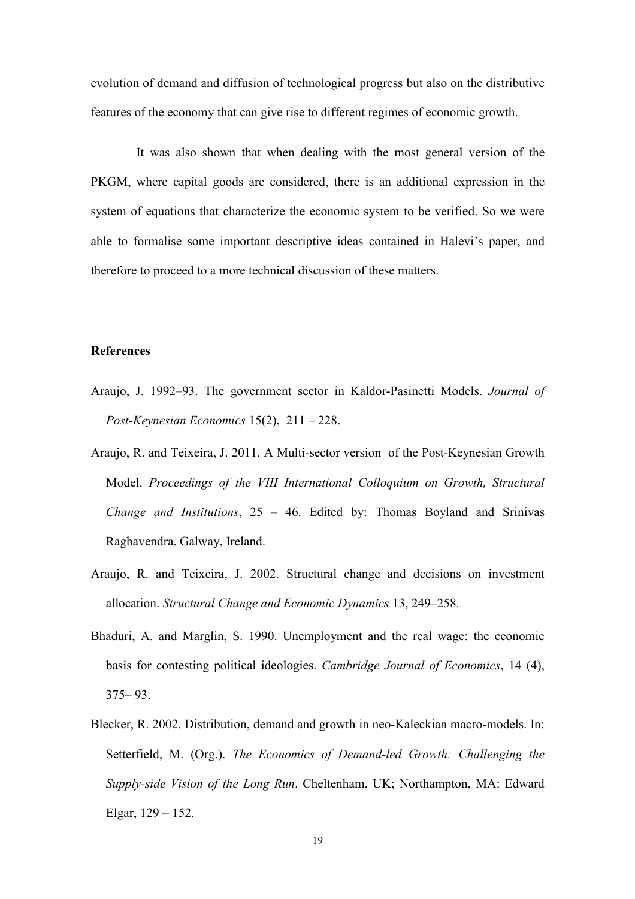evolution of demand and diffusion of technological progress but also on the distributive features of the economy that can give rise to different regimes of economic growth.

It was also shown that when dealing with the most general version of the PKGM, where capital goods are considered, there is an additional expression in the system of equations that characterize the economic system to be verified. So we were able to formalise some important descriptive ideas contained in Halevi's paper, and therefore to proceed to a more technical discussion of these matters.

## References

Araujo, J. 1992–93. The government sector in Kaldor-Pasinetti Models. *Journal of Post-Keynesian Economics* 15(2), 211 – 228.

Araujo, R. and Teixeira, J. 2011. A Multi-sector version of the Post-Keynesian Growth Model. *Proceedings of the VIII International Colloquium on Growth, Structural Change and Institutions*, 25 – 46. Edited by: Thomas Boyland and Srinivas Raghavendra. Galway, Ireland.

Araujo, R. and Teixeira, J. 2002. Structural change and decisions on investment allocation. *Structural Change and Economic Dynamics* 13, 249–258.

Bhaduri, A. and Marglin, S. 1990. Unemployment and the real wage: the economic basis for contesting political ideologies. *Cambridge Journal of Economics*, 14 (4), 375– 93.

Blecker, R. 2002. Distribution, demand and growth in neo-Kaleckian macro-models. In: Setterfield, M. (Org.). *The Economics of Demand-led Growth: Challenging the Supply-side Vision of the Long Run*. Cheltenham, UK; Northampton, MA: Edward Elgar, 129 – 152.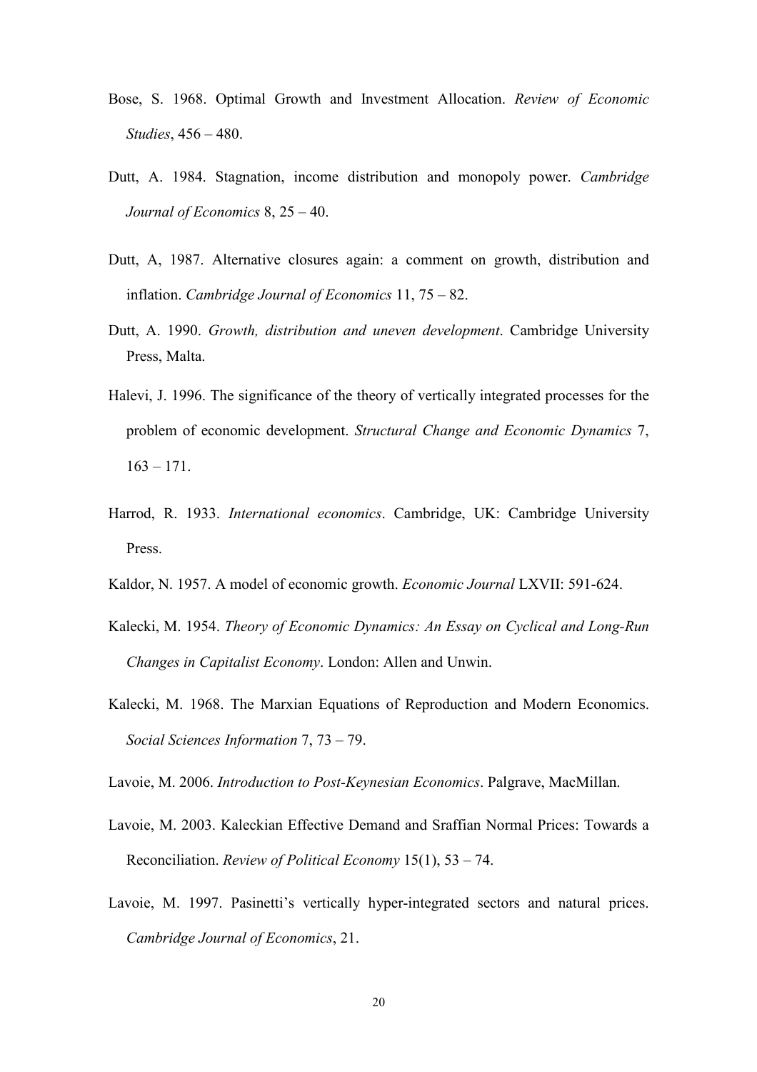Bose, S. 1968. Optimal Growth and Investment Allocation. *Review of Economic Studies*, 456 – 480.

Dutt, A. 1984. Stagnation, income distribution and monopoly power. *Cambridge Journal of Economics* 8, 25 – 40.

Dutt, A, 1987. Alternative closures again: a comment on growth, distribution and inflation. *Cambridge Journal of Economics* 11, 75 – 82.

Dutt, A. 1990. *Growth, distribution and uneven development*. Cambridge University Press, Malta.

Halevi, J. 1996. The significance of the theory of vertically integrated processes for the problem of economic development. *Structural Change and Economic Dynamics* 7, 163 – 171.

Harrod, R. 1933. *International economics*. Cambridge, UK: Cambridge University Press.

Kaldor, N. 1957. A model of economic growth. *Economic Journal* LXVII: 591-624.

Kalecki, M. 1954. *Theory of Economic Dynamics: An Essay on Cyclical and Long-Run Changes in Capitalist Economy*. London: Allen and Unwin.

Kalecki, M. 1968. The Marxian Equations of Reproduction and Modern Economics. *Social Sciences Information* 7, 73 – 79.

Lavoie, M. 2006. *Introduction to Post-Keynesian Economics*. Palgrave, MacMillan.

Lavoie, M. 2003. Kaleckian Effective Demand and Sraffian Normal Prices: Towards a Reconciliation. *Review of Political Economy* 15(1), 53 – 74.

Lavoie, M. 1997. Pasinetti's vertically hyper-integrated sectors and natural prices. *Cambridge Journal of Economics*, 21.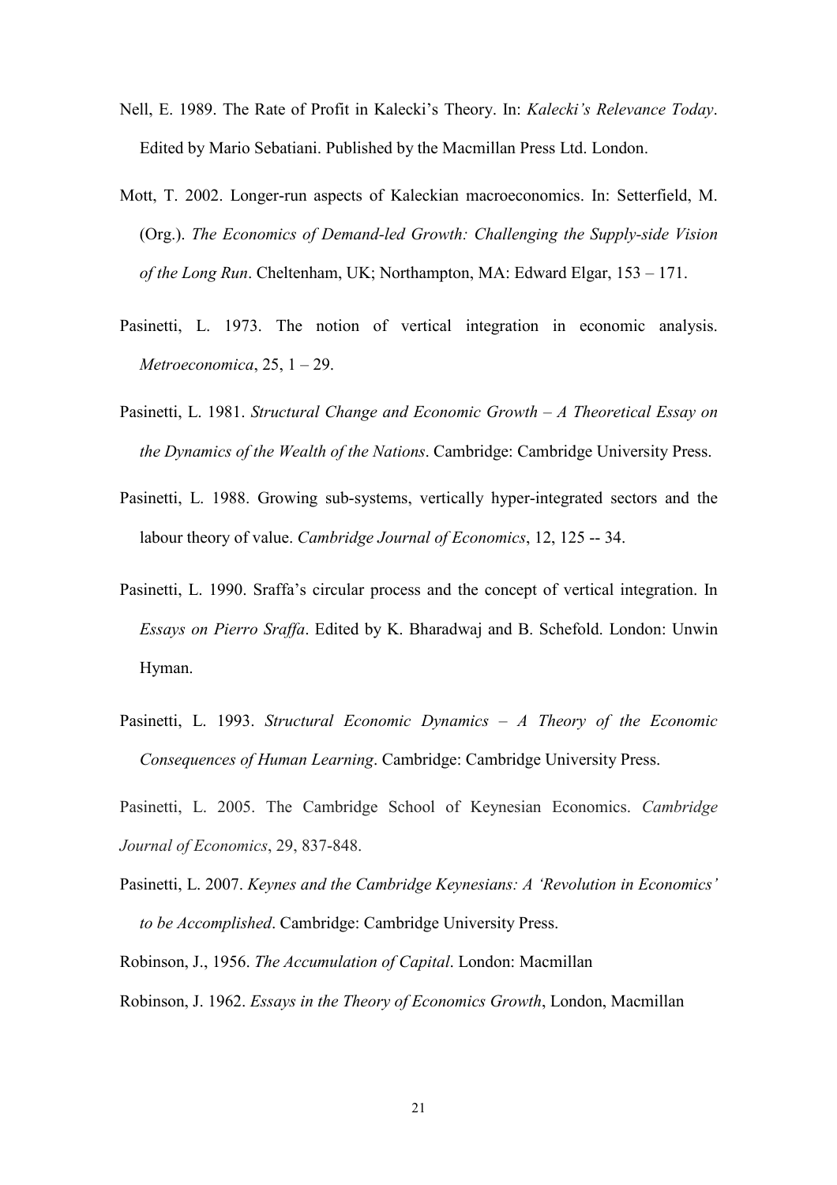Nell, E. 1989. The Rate of Profit in Kalecki's Theory. In: *Kalecki's Relevance Today*. Edited by Mario Sebatiani. Published by the Macmillan Press Ltd. London.

Mott, T. 2002. Longer-run aspects of Kaleckian macroeconomics. In: Setterfield, M. (Org.). *The Economics of Demand-led Growth: Challenging the Supply-side Vision of the Long Run*. Cheltenham, UK; Northampton, MA: Edward Elgar, 153 – 171.

Pasinetti, L. 1973. The notion of vertical integration in economic analysis. *Metroeconomica*, 25, 1 – 29.

Pasinetti, L. 1981. *Structural Change and Economic Growth – A Theoretical Essay on the Dynamics of the Wealth of the Nations*. Cambridge: Cambridge University Press.

Pasinetti, L. 1988. Growing sub-systems, vertically hyper-integrated sectors and the labour theory of value. *Cambridge Journal of Economics*, 12, 125 -- 34.

Pasinetti, L. 1990. Sraffa's circular process and the concept of vertical integration. In *Essays on Pierro Sraffa*. Edited by K. Bharadwaj and B. Schefold. London: Unwin Hyman.

Pasinetti, L. 1993. *Structural Economic Dynamics – A Theory of the Economic Consequences of Human Learning*. Cambridge: Cambridge University Press.

Pasinetti, L. 2005. The Cambridge School of Keynesian Economics. *Cambridge Journal of Economics*, 29, 837-848.

Pasinetti, L. 2007. *Keynes and the Cambridge Keynesians: A 'Revolution in Economics' to be Accomplished*. Cambridge: Cambridge University Press.

Robinson, J., 1956. *The Accumulation of Capital*. London: Macmillan

Robinson, J. 1962. *Essays in the Theory of Economics Growth*, London, Macmillan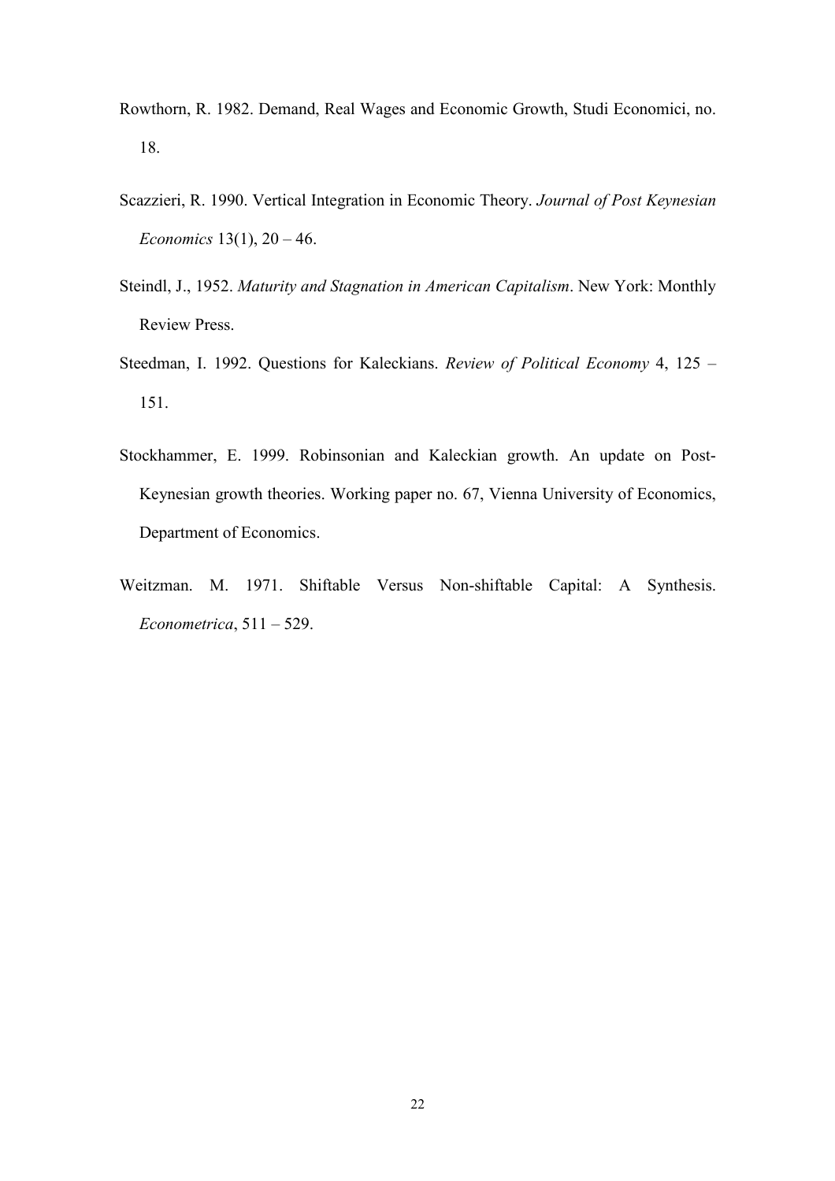Rowthorn, R. 1982. Demand, Real Wages and Economic Growth, Studi Economici, no. 18.

Scazzieri, R. 1990. Vertical Integration in Economic Theory. *Journal of Post Keynesian Economics* 13(1), 20 – 46.

Steindl, J., 1952. *Maturity and Stagnation in American Capitalism*. New York: Monthly Review Press.

Steedman, I. 1992. Questions for Kaleckians. *Review of Political Economy* 4, 125 – 151.

Stockhammer, E. 1999. Robinsonian and Kaleckian growth. An update on Post-Keynesian growth theories. Working paper no. 67, Vienna University of Economics, Department of Economics.

Weitzman. M. 1971. Shiftable Versus Non-shiftable Capital: A Synthesis. *Econometrica*, 511 – 529.